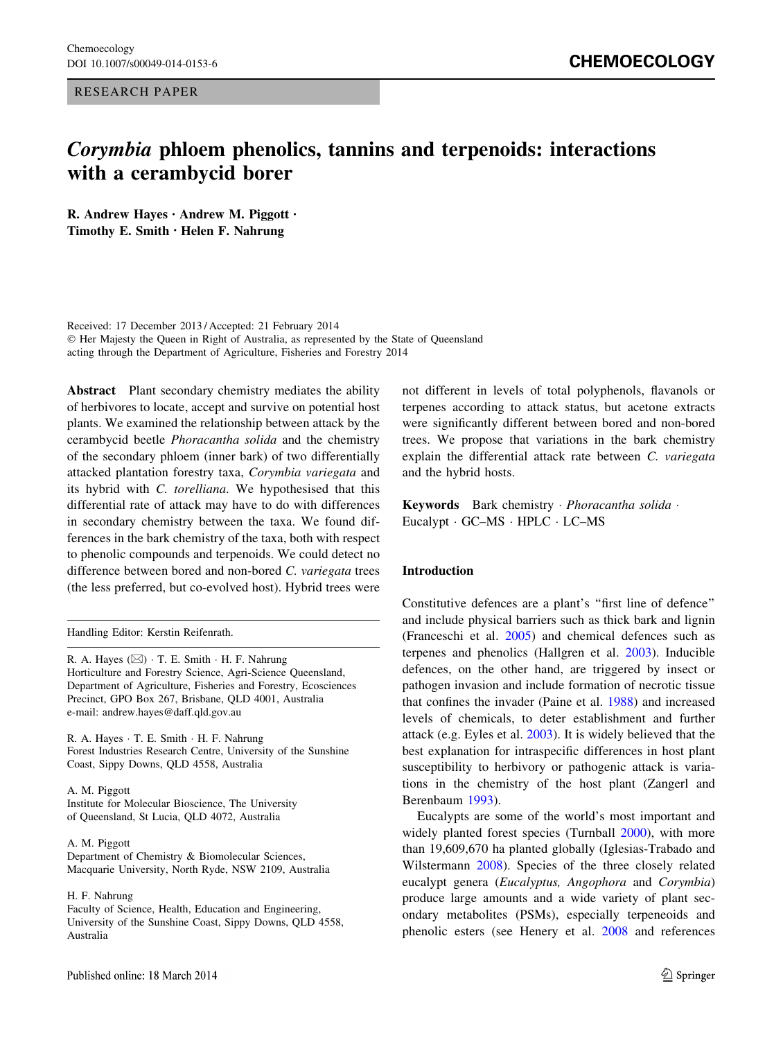RESEARCH PAPER

# *Corymbia* phloem phenolics, tannins and terpenoids: interactions with a cerambycid borer

**R. Andrew Hayes · Andrew M. Piggott · Timothy E. Smith · Helen F. Nahrung**

Received: 17 December 2013 / Accepted: 21 February 2014
© Her Majesty the Queen in Right of Australia, as represented by the State of Queensland acting through the Department of Agriculture, Fisheries and Forestry 2014

**Abstract** Plant secondary chemistry mediates the ability of herbivores to locate, accept and survive on potential host plants. We examined the relationship between attack by the cerambycid beetle *Phoracantha solida* and the chemistry of the secondary phloem (inner bark) of two differentially attacked plantation forestry taxa, *Corymbia variegata* and its hybrid with *C. torelliana*. We hypothesised that this differential rate of attack may have to do with differences in secondary chemistry between the taxa. We found differences in the bark chemistry of the taxa, both with respect to phenolic compounds and terpenoids. We could detect no difference between bored and non-bored *C. variegata* trees (the less preferred, but co-evolved host). Hybrid trees were not different in levels of total polyphenols, flavanols or terpenes according to attack status, but acetone extracts were significantly different between bored and non-bored trees. We propose that variations in the bark chemistry explain the differential attack rate between *C. variegata* and the hybrid hosts.

**Keywords** Bark chemistry · *Phoracantha solida* · Eucalypt · GC–MS · HPLC · LC–MS

Handling Editor: Kerstin Reifenrath.

R. A. Hayes (✉) · T. E. Smith · H. F. Nahrung
Horticulture and Forestry Science, Agri-Science Queensland, Department of Agriculture, Fisheries and Forestry, Ecosciences Precinct, GPO Box 267, Brisbane, QLD 4001, Australia
e-mail: andrew.hayes@daff.qld.gov.au

R. A. Hayes · T. E. Smith · H. F. Nahrung
Forest Industries Research Centre, University of the Sunshine Coast, Sippy Downs, QLD 4558, Australia

A. M. Piggott
Institute for Molecular Bioscience, The University of Queensland, St Lucia, QLD 4072, Australia

A. M. Piggott
Department of Chemistry & Biomolecular Sciences, Macquarie University, North Ryde, NSW 2109, Australia

H. F. Nahrung
Faculty of Science, Health, Education and Engineering, University of the Sunshine Coast, Sippy Downs, QLD 4558, Australia

## Introduction

Constitutive defences are a plant's "first line of defence" and include physical barriers such as thick bark and lignin (Franceschi et al. 2005) and chemical defences such as terpenes and phenolics (Hallgren et al. 2003). Inducible defences, on the other hand, are triggered by insect or pathogen invasion and include formation of necrotic tissue that confines the invader (Paine et al. 1988) and increased levels of chemicals, to deter establishment and further attack (e.g. Eyles et al. 2003). It is widely believed that the best explanation for intraspecific differences in host plant susceptibility to herbivory or pathogenic attack is variations in the chemistry of the host plant (Zangerl and Berenbaum 1993).

Eucalypts are some of the world's most important and widely planted forest species (Turnball 2000), with more than 19,609,670 ha planted globally (Iglesias-Trabado and Wilstermann 2008). Species of the three closely related eucalypt genera (*Eucalyptus, Angophora* and *Corymbia*) produce large amounts and a wide variety of plant secondary metabolites (PSMs), especially terpeneoids and phenolic esters (see Henery et al. 2008 and references

Published online: 18 March 2014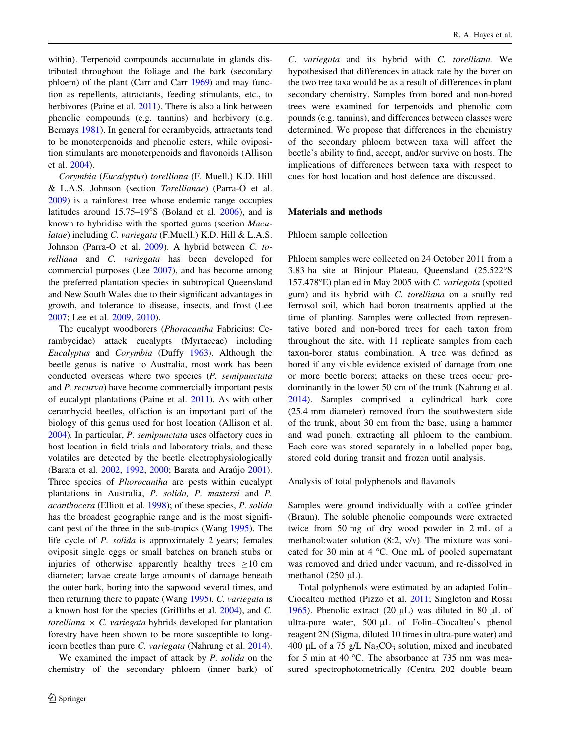within). Terpenoid compounds accumulate in glands distributed throughout the foliage and the bark (secondary phloem) of the plant (Carr and Carr 1969) and may function as repellents, attractants, feeding stimulants, etc., to herbivores (Paine et al. 2011). There is also a link between phenolic compounds (e.g. tannins) and herbivory (e.g. Bernays 1981). In general for cerambycids, attractants tend to be monoterpenoids and phenolic esters, while oviposition stimulants are monoterpenoids and flavonoids (Allison et al. 2004).

*Corymbia* (*Eucalyptus*) *torelliana* (F. Muell.) K.D. Hill & L.A.S. Johnson (section *Torellianae*) (Parra-O et al. 2009) is a rainforest tree whose endemic range occupies latitudes around 15.75–19°S (Boland et al. 2006), and is known to hybridise with the spotted gums (section *Maculatae*) including *C. variegata* (F.Muell.) K.D. Hill & L.A.S. Johnson (Parra-O et al. 2009). A hybrid between *C. torelliana* and *C. variegata* has been developed for commercial purposes (Lee 2007), and has become among the preferred plantation species in subtropical Queensland and New South Wales due to their significant advantages in growth, and tolerance to disease, insects, and frost (Lee 2007; Lee et al. 2009, 2010).

The eucalypt woodborers (*Phoracantha* Fabricius: Cerambycidae) attack eucalypts (Myrtaceae) including *Eucalyptus* and *Corymbia* (Duffy 1963). Although the beetle genus is native to Australia, most work has been conducted overseas where two species (*P. semipunctata* and *P. recurva*) have become commercially important pests of eucalypt plantations (Paine et al. 2011). As with other cerambycid beetles, olfaction is an important part of the biology of this genus used for host location (Allison et al. 2004). In particular, *P. semipunctata* uses olfactory cues in host location in field trials and laboratory trials, and these volatiles are detected by the beetle electrophysiologically (Barata et al. 2002, 1992, 2000; Barata and Araújo 2001). Three species of *Phorocantha* are pests within eucalypt plantations in Australia, *P. solida*, *P. mastersi* and *P. acanthocera* (Elliott et al. 1998); of these species, *P. solida* has the broadest geographic range and is the most significant pest of the three in the sub-tropics (Wang 1995). The life cycle of *P. solida* is approximately 2 years; females oviposit single eggs or small batches on branch stubs or injuries of otherwise apparently healthy trees ≥10 cm diameter; larvae create large amounts of damage beneath the outer bark, boring into the sapwood several times, and then returning there to pupate (Wang 1995). *C. variegata* is a known host for the species (Griffiths et al. 2004), and *C. torelliana* × *C. variegata* hybrids developed for plantation forestry have been shown to be more susceptible to longicorn beetles than pure *C. variegata* (Nahrung et al. 2014).

We examined the impact of attack by *P. solida* on the chemistry of the secondary phloem (inner bark) of *C. variegata* and its hybrid with *C. torelliana*. We hypothesised that differences in attack rate by the borer on the two tree taxa would be as a result of differences in plant secondary chemistry. Samples from bored and non-bored trees were examined for terpenoids and phenolic compounds (e.g. tannins), and differences between classes were determined. We propose that differences in the chemistry of the secondary phloem between taxa will affect the beetle's ability to find, accept, and/or survive on hosts. The implications of differences between taxa with respect to cues for host location and host defence are discussed.

## Materials and methods

### Phloem sample collection

Phloem samples were collected on 24 October 2011 from a 3.83 ha site at Binjour Plateau, Queensland (25.522°S 157.478°E) planted in May 2005 with *C. variegata* (spotted gum) and its hybrid with *C. torelliana* on a snuffy red ferrosol soil, which had boron treatments applied at the time of planting. Samples were collected from representative bored and non-bored trees for each taxon from throughout the site, with 11 replicate samples from each taxon-borer status combination. A tree was defined as bored if any visible evidence existed of damage from one or more beetle borers; attacks on these trees occur predominantly in the lower 50 cm of the trunk (Nahrung et al. 2014). Samples comprised a cylindrical bark core (25.4 mm diameter) removed from the southwestern side of the trunk, about 30 cm from the base, using a hammer and wad punch, extracting all phloem to the cambium. Each core was stored separately in a labelled paper bag, stored cold during transit and frozen until analysis.

### Analysis of total polyphenols and flavanols

Samples were ground individually with a coffee grinder (Braun). The soluble phenolic compounds were extracted twice from 50 mg of dry wood powder in 2 mL of a methanol:water solution (8:2, v/v). The mixture was sonicated for 30 min at 4 °C. One mL of pooled supernatant was removed and dried under vacuum, and re-dissolved in methanol (250 μL).

Total polyphenols were estimated by an adapted Folin–Ciocalteu method (Pizzo et al. 2011; Singleton and Rossi 1965). Phenolic extract (20 μL) was diluted in 80 μL of ultra-pure water, 500 μL of Folin–Ciocalteu's phenol reagent 2N (Sigma, diluted 10 times in ultra-pure water) and 400 μL of a 75 g/L $Na_2CO_3$ solution, mixed and incubated for 5 min at 40 °C. The absorbance at 735 nm was measured spectrophotometrically (Centra 202 double beam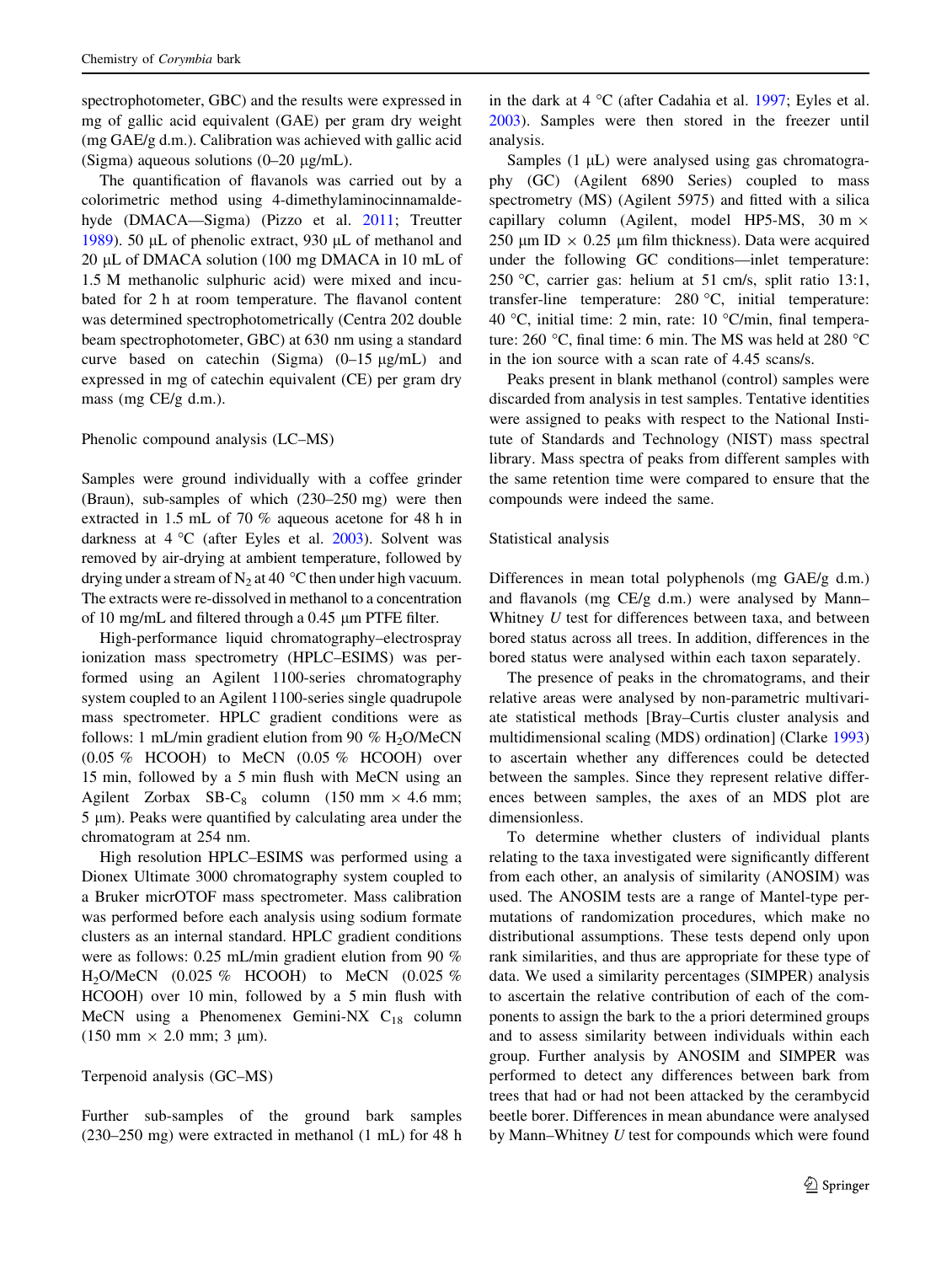spectrophotometer, GBC) and the results were expressed in mg of gallic acid equivalent (GAE) per gram dry weight (mg GAE/g d.m.). Calibration was achieved with gallic acid (Sigma) aqueous solutions (0–20 μg/mL).

The quantification of flavanols was carried out by a colorimetric method using 4-dimethylaminocinnamaldehyde (DMACA—Sigma) (Pizzo et al. 2011; Treutter 1989). 50 μL of phenolic extract, 930 μL of methanol and 20 μL of DMACA solution (100 mg DMACA in 10 mL of 1.5 M methanolic sulphuric acid) were mixed and incubated for 2 h at room temperature. The flavanol content was determined spectrophotometrically (Centra 202 double beam spectrophotometer, GBC) at 630 nm using a standard curve based on catechin (Sigma) (0–15 μg/mL) and expressed in mg of catechin equivalent (CE) per gram dry mass (mg CE/g d.m.).

### Phenolic compound analysis (LC–MS)

Samples were ground individually with a coffee grinder (Braun), sub-samples of which (230–250 mg) were then extracted in 1.5 mL of 70 % aqueous acetone for 48 h in darkness at 4 °C (after Eyles et al. 2003). Solvent was removed by air-drying at ambient temperature, followed by drying under a stream of $N_2$ at 40 °C then under high vacuum. The extracts were re-dissolved in methanol to a concentration of 10 mg/mL and filtered through a 0.45 μm PTFE filter.

High-performance liquid chromatography–electrospray ionization mass spectrometry (HPLC–ESIMS) was performed using an Agilent 1100-series chromatography system coupled to an Agilent 1100-series single quadrupole mass spectrometer. HPLC gradient conditions were as follows: 1 mL/min gradient elution from 90 % $H_2O$/MeCN (0.05 % HCOOH) to MeCN (0.05 % HCOOH) over 15 min, followed by a 5 min flush with MeCN using an Agilent Zorbax SB-$C_8$ column (150 mm × 4.6 mm; 5 μm). Peaks were quantified by calculating area under the chromatogram at 254 nm.

High resolution HPLC–ESIMS was performed using a Dionex Ultimate 3000 chromatography system coupled to a Bruker micrOTOF mass spectrometer. Mass calibration was performed before each analysis using sodium formate clusters as an internal standard. HPLC gradient conditions were as follows: 0.25 mL/min gradient elution from 90 % $H_2O$/MeCN (0.025 % HCOOH) to MeCN (0.025 % HCOOH) over 10 min, followed by a 5 min flush with MeCN using a Phenomenex Gemini-NX $C_{18}$ column (150 mm × 2.0 mm; 3 μm).

### Terpenoid analysis (GC–MS)

Further sub-samples of the ground bark samples (230–250 mg) were extracted in methanol (1 mL) for 48 h in the dark at 4 °C (after Cadahia et al. 1997; Eyles et al. 2003). Samples were then stored in the freezer until analysis.

Samples (1 μL) were analysed using gas chromatography (GC) (Agilent 6890 Series) coupled to mass spectrometry (MS) (Agilent 5975) and fitted with a silica capillary column (Agilent, model HP5-MS, 30 m × 250 μm ID × 0.25 μm film thickness). Data were acquired under the following GC conditions—inlet temperature: 250 °C, carrier gas: helium at 51 cm/s, split ratio 13:1, transfer-line temperature: 280 °C, initial temperature: 40 °C, initial time: 2 min, rate: 10 °C/min, final temperature: 260 °C, final time: 6 min. The MS was held at 280 °C in the ion source with a scan rate of 4.45 scans/s.

Peaks present in blank methanol (control) samples were discarded from analysis in test samples. Tentative identities were assigned to peaks with respect to the National Institute of Standards and Technology (NIST) mass spectral library. Mass spectra of peaks from different samples with the same retention time were compared to ensure that the compounds were indeed the same.

### Statistical analysis

Differences in mean total polyphenols (mg GAE/g d.m.) and flavanols (mg CE/g d.m.) were analysed by Mann–Whitney *U* test for differences between taxa, and between bored status across all trees. In addition, differences in the bored status were analysed within each taxon separately.

The presence of peaks in the chromatograms, and their relative areas were analysed by non-parametric multivariate statistical methods [Bray–Curtis cluster analysis and multidimensional scaling (MDS) ordination] (Clarke 1993) to ascertain whether any differences could be detected between the samples. Since they represent relative differences between samples, the axes of an MDS plot are dimensionless.

To determine whether clusters of individual plants relating to the taxa investigated were significantly different from each other, an analysis of similarity (ANOSIM) was used. The ANOSIM tests are a range of Mantel-type permutations of randomization procedures, which make no distributional assumptions. These tests depend only upon rank similarities, and thus are appropriate for these type of data. We used a similarity percentages (SIMPER) analysis to ascertain the relative contribution of each of the components to assign the bark to the a priori determined groups and to assess similarity between individuals within each group. Further analysis by ANOSIM and SIMPER was performed to detect any differences between bark from trees that had or had not been attacked by the cerambycid beetle borer. Differences in mean abundance were analysed by Mann–Whitney *U* test for compounds which were found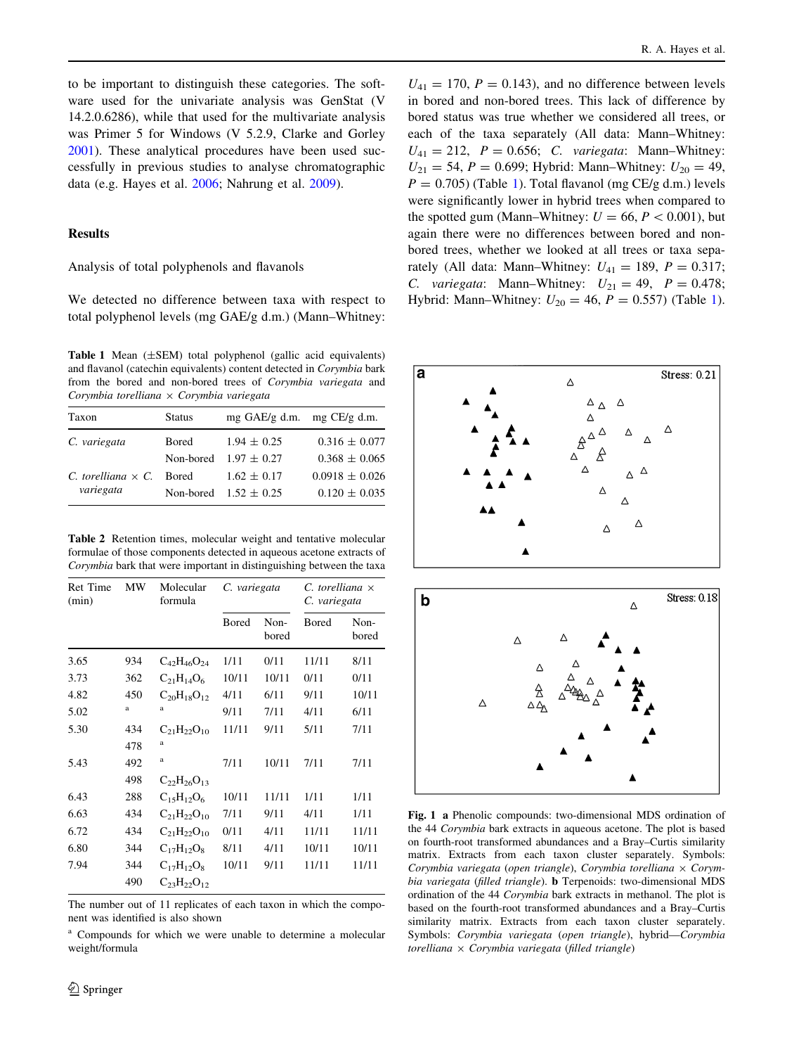to be important to distinguish these categories. The software used for the univariate analysis was GenStat (V 14.2.0.6286), while that used for the multivariate analysis was Primer 5 for Windows (V 5.2.9, Clarke and Gorley 2001). These analytical procedures have been used successfully in previous studies to analyse chromatographic data (e.g. Hayes et al. 2006; Nahrung et al. 2009).

## Results

### Analysis of total polyphenols and flavanols

We detected no difference between taxa with respect to total polyphenol levels (mg GAE/g d.m.) (Mann–Whitney: $U_{41} = 170$, $P = 0.143$), and no difference between levels in bored and non-bored trees. This lack of difference by bored status was true whether we considered all trees, or each of the taxa separately (All data: Mann–Whitney: $U_{41} = 212$, $P = 0.656$; *C. variegata*: Mann–Whitney: $U_{21} = 54$, $P = 0.699$; Hybrid: Mann–Whitney: $U_{20} = 49$, $P = 0.705$) (Table 1). Total flavanol (mg CE/g d.m.) levels were significantly lower in hybrid trees when compared to the spotted gum (Mann–Whitney: $U = 66$, $P < 0.001$), but again there were no differences between bored and non-bored trees, whether we looked at all trees or taxa separately (All data: Mann–Whitney: $U_{41} = 189$, $P = 0.317$; *C. variegata*: Mann–Whitney: $U_{21} = 49$, $P = 0.478$; Hybrid: Mann–Whitney: $U_{20} = 46$, $P = 0.557$) (Table 1).

**Table 1** Mean (±SEM) total polyphenol (gallic acid equivalents) and flavanol (catechin equivalents) content detected in *Corymbia* bark from the bored and non-bored trees of *Corymbia variegata* and *Corymbia torelliana* × *Corymbia variegata*

| Taxon | Status | mg GAE/g d.m. | mg CE/g d.m. |
|---|---|---|---|
| *C. variegata* | Bored | 1.94 ± 0.25 | 0.316 ± 0.077 |
| | Non-bored | 1.97 ± 0.27 | 0.368 ± 0.065 |
| *C. torelliana* × *C. variegata* | Bored | 1.62 ± 0.17 | 0.0918 ± 0.026 |
| | Non-bored | 1.52 ± 0.25 | 0.120 ± 0.035 |

**Table 2** Retention times, molecular weight and tentative molecular formulae of those components detected in aqueous acetone extracts of *Corymbia* bark that were important in distinguishing between the taxa

| Ret Time (min) | MW | Molecular formula | *C. variegata* | | *C. torelliana* × *C. variegata* | |
|---|---|---|---|---|---|---|
| | | | Bored | Non-bored | Bored | Non-bored |
| 3.65 | 934 | $C_{42}H_{46}O_{24}$ | 1/11 | 0/11 | 11/11 | 8/11 |
| 3.73 | 362 | $C_{21}H_{14}O_6$ | 10/11 | 10/11 | 0/11 | 0/11 |
| 4.82 | 450 | $C_{20}H_{18}O_{12}$ | 4/11 | 6/11 | 9/11 | 10/11 |
| 5.02 | [a] | [a] | 9/11 | 7/11 | 4/11 | 6/11 |
| 5.30 | 434 | $C_{21}H_{22}O_{10}$ | 11/11 | 9/11 | 5/11 | 7/11 |
| | 478 | [a] | | | | |
| 5.43 | 492 | [a] | 7/11 | 10/11 | 7/11 | 7/11 |
| | 498 | $C_{22}H_{26}O_{13}$ | | | | |
| 6.43 | 288 | $C_{15}H_{12}O_6$ | 10/11 | 11/11 | 1/11 | 1/11 |
| 6.63 | 434 | $C_{21}H_{22}O_{10}$ | 7/11 | 9/11 | 4/11 | 1/11 |
| 6.72 | 434 | $C_{21}H_{22}O_{10}$ | 0/11 | 4/11 | 11/11 | 11/11 |
| 6.80 | 344 | $C_{17}H_{12}O_8$ | 8/11 | 4/11 | 10/11 | 10/11 |
| 7.94 | 344 | $C_{17}H_{12}O_8$ | 10/11 | 9/11 | 11/11 | 11/11 |
| | 490 | $C_{23}H_{22}O_{12}$ | | | | |

The number out of 11 replicates of each taxon in which the component was identified is also shown

[a] Compounds for which we were unable to determine a molecular weight/formula

**Fig. 1** **a** Phenolic compounds: two-dimensional MDS ordination of the 44 *Corymbia* bark extracts in aqueous acetone. The plot is based on fourth-root transformed abundances and a Bray–Curtis similarity matrix. Extracts from each taxon cluster separately. Symbols: *Corymbia variegata* (*open triangle*), *Corymbia torelliana* × *Corymbia variegata* (*filled triangle*). **b** Terpenoids: two-dimensional MDS ordination of the 44 *Corymbia* bark extracts in methanol. The plot is based on the fourth-root transformed abundances and a Bray–Curtis similarity matrix. Extracts from each taxon cluster separately. Symbols: *Corymbia variegata* (*open triangle*), hybrid—*Corymbia torelliana* × *Corymbia variegata* (*filled triangle*)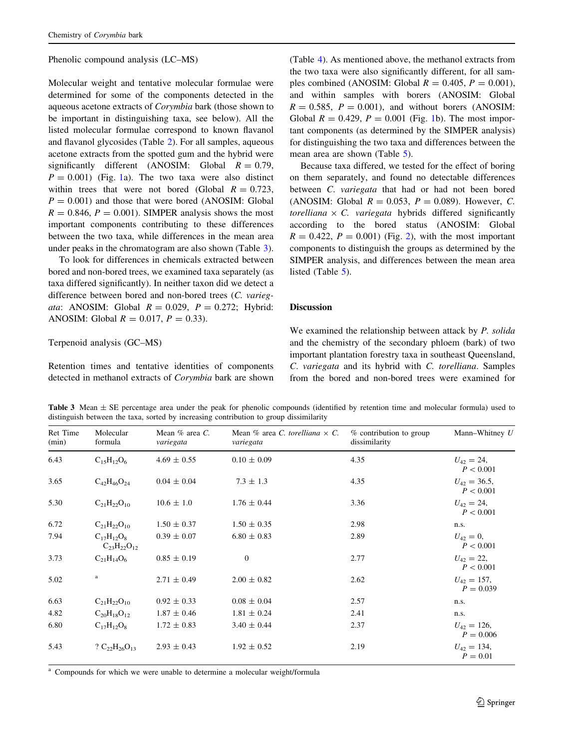Phenolic compound analysis (LC–MS)

Molecular weight and tentative molecular formulae were determined for some of the components detected in the aqueous acetone extracts of *Corymbia* bark (those shown to be important in distinguishing taxa, see below). All the listed molecular formulae correspond to known flavanol and flavanol glycosides (Table 2). For all samples, aqueous acetone extracts from the spotted gum and the hybrid were significantly different (ANOSIM: Global $R = 0.79$, $P = 0.001$) (Fig. 1a). The two taxa were also distinct within trees that were not bored (Global $R = 0.723$, $P = 0.001$) and those that were bored (ANOSIM: Global $R = 0.846$, $P = 0.001$). SIMPER analysis shows the most important components contributing to these differences between the two taxa, while differences in the mean area under peaks in the chromatogram are also shown (Table 3).

To look for differences in chemicals extracted between bored and non-bored trees, we examined taxa separately (as taxa differed significantly). In neither taxon did we detect a difference between bored and non-bored trees (*C. variegata*: ANOSIM: Global $R = 0.029$, $P = 0.272$; Hybrid: ANOSIM: Global $R = 0.017$, $P = 0.33$).

Terpenoid analysis (GC–MS)

Retention times and tentative identities of components detected in methanol extracts of *Corymbia* bark are shown (Table 4). As mentioned above, the methanol extracts from the two taxa were also significantly different, for all samples combined (ANOSIM: Global $R = 0.405$, $P = 0.001$), and within samples with borers (ANOSIM: Global $R = 0.585$, $P = 0.001$), and without borers (ANOSIM: Global $R = 0.429$, $P = 0.001$ (Fig. 1b). The most important components (as determined by the SIMPER analysis) for distinguishing the two taxa and differences between the mean area are shown (Table 5).

Because taxa differed, we tested for the effect of boring on them separately, and found no detectable differences between *C. variegata* that had or had not been bored (ANOSIM: Global $R = 0.053$, $P = 0.089$). However, *C. torelliana* × *C. variegata* hybrids differed significantly according to the bored status (ANOSIM: Global $R = 0.422$, $P = 0.001$) (Fig. 2), with the most important components to distinguish the groups as determined by the SIMPER analysis, and differences between the mean area listed (Table 5).

## Discussion

We examined the relationship between attack by *P. solida* and the chemistry of the secondary phloem (bark) of two important plantation forestry taxa in southeast Queensland, *C. variegata* and its hybrid with *C. torelliana*. Samples from the bored and non-bored trees were examined for

**Table 3** Mean ± SE percentage area under the peak for phenolic compounds (identified by retention time and molecular formula) used to distinguish between the taxa, sorted by increasing contribution to group dissimilarity

| Ret Time (min) | Molecular formula | Mean % area *C. variegata* | Mean % area *C. torelliana* × *C. variegata* | % contribution to group dissimilarity | Mann–Whitney *U* |
|---|---|---|---|---|---|
| 6.43 | $C_{15}H_{12}O_6$ | 4.69 ± 0.55 | 0.10 ± 0.09 | 4.35 | $U_{42} = 24$, $P < 0.001$ |
| 3.65 | $C_{42}H_{46}O_{24}$ | 0.04 ± 0.04 | 7.3 ± 1.3 | 4.35 | $U_{42} = 36.5$, $P < 0.001$ |
| 5.30 | $C_{21}H_{22}O_{10}$ | 10.6 ± 1.0 | 1.76 ± 0.44 | 3.36 | $U_{42} = 24$, $P < 0.001$ |
| 6.72 | $C_{21}H_{22}O_{10}$ | 1.50 ± 0.37 | 1.50 ± 0.35 | 2.98 | n.s. |
| 7.94 | $C_{17}H_{12}O_8$ $C_{23}H_{22}O_{12}$ | 0.39 ± 0.07 | 6.80 ± 0.83 | 2.89 | $U_{42} = 0$, $P < 0.001$ |
| 3.73 | $C_{21}H_{14}O_6$ | 0.85 ± 0.19 | 0 | 2.77 | $U_{42} = 22$, $P < 0.001$ |
| 5.02 | [a] | 2.71 ± 0.49 | 2.00 ± 0.82 | 2.62 | $U_{42} = 157$, $P = 0.039$ |
| 6.63 | $C_{21}H_{22}O_{10}$ | 0.92 ± 0.33 | 0.08 ± 0.04 | 2.57 | n.s. |
| 4.82 | $C_{20}H_{18}O_{12}$ | 1.87 ± 0.46 | 1.81 ± 0.24 | 2.41 | n.s. |
| 6.80 | $C_{17}H_{12}O_8$ | 1.72 ± 0.83 | 3.40 ± 0.44 | 2.37 | $U_{42} = 126$, $P = 0.006$ |
| 5.43 | ? $C_{22}H_{26}O_{13}$ | 2.93 ± 0.43 | 1.92 ± 0.52 | 2.19 | $U_{42} = 134$, $P = 0.01$ |

[a] Compounds for which we were unable to determine a molecular weight/formula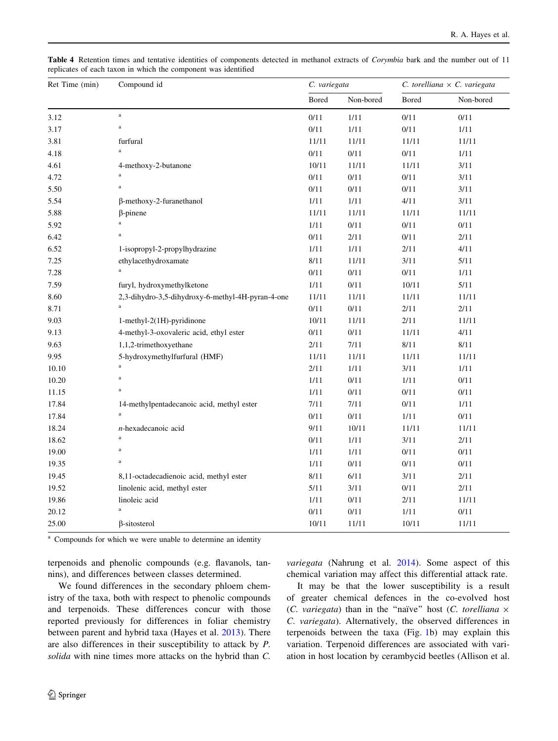**Table 4** Retention times and tentative identities of components detected in methanol extracts of *Corymbia* bark and the number out of 11 replicates of each taxon in which the component was identified

| Ret Time (min) | Compound id | *C. variegata* | | *C. torelliana* × *C. variegata* | |
|---|---|---|---|---|---|
| | | Bored | Non-bored | Bored | Non-bored |
| 3.12 | [a] | 0/11 | 1/11 | 0/11 | 0/11 |
| 3.17 | [a] | 0/11 | 1/11 | 0/11 | 1/11 |
| 3.81 | furfural | 11/11 | 11/11 | 11/11 | 11/11 |
| 4.18 | [a] | 0/11 | 0/11 | 0/11 | 1/11 |
| 4.61 | 4-methoxy-2-butanone | 10/11 | 11/11 | 11/11 | 3/11 |
| 4.72 | [a] | 0/11 | 0/11 | 0/11 | 3/11 |
| 5.50 | [a] | 0/11 | 0/11 | 0/11 | 3/11 |
| 5.54 | β-methoxy-2-furanethanol | 1/11 | 1/11 | 4/11 | 3/11 |
| 5.88 | β-pinene | 11/11 | 11/11 | 11/11 | 11/11 |
| 5.92 | [a] | 1/11 | 0/11 | 0/11 | 0/11 |
| 6.42 | [a] | 0/11 | 2/11 | 0/11 | 2/11 |
| 6.52 | 1-isopropyl-2-propylhydrazine | 1/11 | 1/11 | 2/11 | 4/11 |
| 7.25 | ethylacethydroxamate | 8/11 | 11/11 | 3/11 | 5/11 |
| 7.28 | [a] | 0/11 | 0/11 | 0/11 | 1/11 |
| 7.59 | furyl, hydroxymethylketone | 1/11 | 0/11 | 10/11 | 5/11 |
| 8.60 | 2,3-dihydro-3,5-dihydroxy-6-methyl-4H-pyran-4-one | 11/11 | 11/11 | 11/11 | 11/11 |
| 8.71 | [a] | 0/11 | 0/11 | 2/11 | 2/11 |
| 9.03 | 1-methyl-2(1H)-pyridinone | 10/11 | 11/11 | 2/11 | 11/11 |
| 9.13 | 4-methyl-3-oxovaleric acid, ethyl ester | 0/11 | 0/11 | 11/11 | 4/11 |
| 9.63 | 1,1,2-trimethoxyethane | 2/11 | 7/11 | 8/11 | 8/11 |
| 9.95 | 5-hydroxymethylfurfural (HMF) | 11/11 | 11/11 | 11/11 | 11/11 |
| 10.10 | [a] | 2/11 | 1/11 | 3/11 | 1/11 |
| 10.20 | [a] | 1/11 | 0/11 | 1/11 | 0/11 |
| 11.15 | [a] | 1/11 | 0/11 | 0/11 | 0/11 |
| 17.84 | 14-methylpentadecanoic acid, methyl ester | 7/11 | 7/11 | 0/11 | 1/11 |
| 17.84 | [a] | 0/11 | 0/11 | 1/11 | 0/11 |
| 18.24 | *n*-hexadecanoic acid | 9/11 | 10/11 | 11/11 | 11/11 |
| 18.62 | [a] | 0/11 | 1/11 | 3/11 | 2/11 |
| 19.00 | [a] | 1/11 | 1/11 | 0/11 | 0/11 |
| 19.35 | [a] | 1/11 | 0/11 | 0/11 | 0/11 |
| 19.45 | 8,11-octadecadienoic acid, methyl ester | 8/11 | 6/11 | 3/11 | 2/11 |
| 19.52 | linolenic acid, methyl ester | 5/11 | 3/11 | 0/11 | 2/11 |
| 19.86 | linoleic acid | 1/11 | 0/11 | 2/11 | 11/11 |
| 20.12 | [a] | 0/11 | 0/11 | 1/11 | 0/11 |
| 25.00 | β-sitosterol | 10/11 | 11/11 | 10/11 | 11/11 |

[a] Compounds for which we were unable to determine an identity

terpenoids and phenolic compounds (e.g. flavanols, tannins), and differences between classes determined.

We found differences in the secondary phloem chemistry of the taxa, both with respect to phenolic compounds and terpenoids. These differences concur with those reported previously for differences in foliar chemistry between parent and hybrid taxa (Hayes et al. 2013). There are also differences in their susceptibility to attack by *P. solida* with nine times more attacks on the hybrid than *C. variegata* (Nahrung et al. 2014). Some aspect of this chemical variation may affect this differential attack rate.

It may be that the lower susceptibility is a result of greater chemical defences in the co-evolved host (*C. variegata*) than in the "naïve" host (*C. torelliana* × *C. variegata*). Alternatively, the observed differences in terpenoids between the taxa (Fig. 1b) may explain this variation. Terpenoid differences are associated with variation in host location by cerambycid beetles (Allison et al.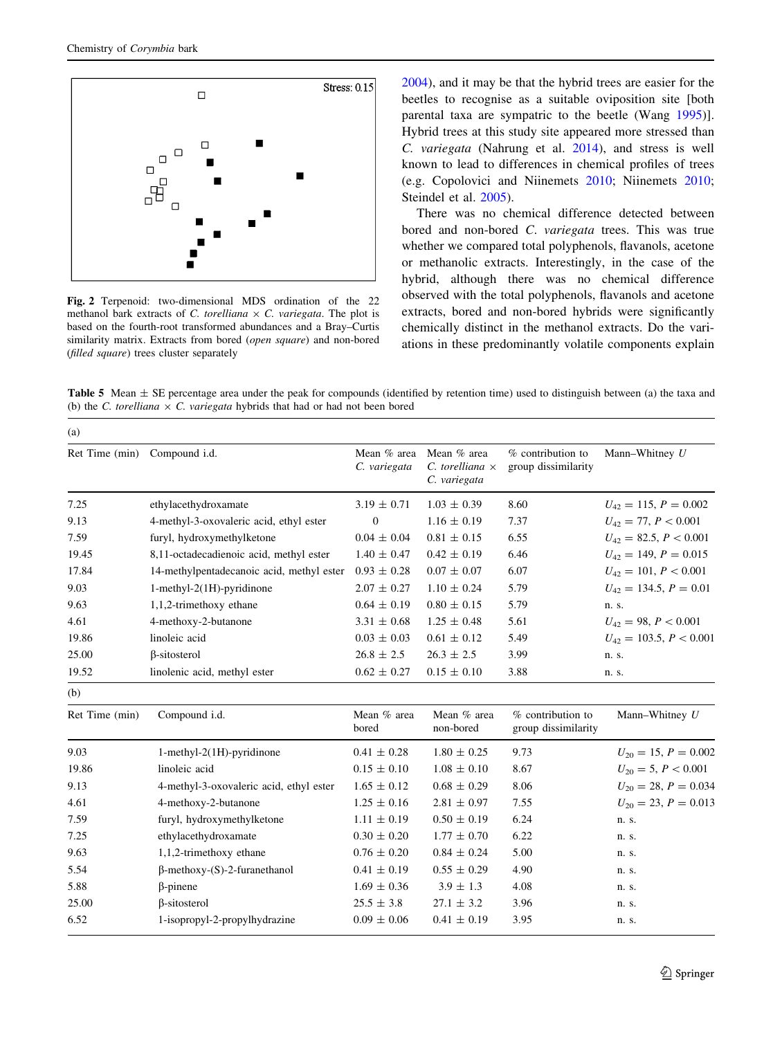Stress: 0.15

**Fig. 2** Terpenoid: two-dimensional MDS ordination of the 22 methanol bark extracts of *C. torelliana* × *C. variegata*. The plot is based on the fourth-root transformed abundances and a Bray–Curtis similarity matrix. Extracts from bored (*open square*) and non-bored (*filled square*) trees cluster separately

2004), and it may be that the hybrid trees are easier for the beetles to recognise as a suitable oviposition site [both parental taxa are sympatric to the beetle (Wang 1995)]. Hybrid trees at this study site appeared more stressed than *C. variegata* (Nahrung et al. 2014), and stress is well known to lead to differences in chemical profiles of trees (e.g. Copolovici and Niinemets 2010; Niinemets 2010; Steindel et al. 2005).

There was no chemical difference detected between bored and non-bored *C. variegata* trees. This was true whether we compared total polyphenols, flavanols, acetone or methanolic extracts. Interestingly, in the case of the hybrid, although there was no chemical difference observed with the total polyphenols, flavanols and acetone extracts, bored and non-bored hybrids were significantly chemically distinct in the methanol extracts. Do the variations in these predominantly volatile components explain

**Table 5** Mean ± SE percentage area under the peak for compounds (identified by retention time) used to distinguish between (a) the taxa and (b) the *C. torelliana* × *C. variegata* hybrids that had or had not been bored

(a)

| Ret Time (min) | Compound i.d. | Mean % area *C. variegata* | Mean % area *C. torelliana* × *C. variegata* | % contribution to group dissimilarity | Mann–Whitney *U* |
|---|---|---|---|---|---|
| 7.25 | ethylacethydroxamate | 3.19 ± 0.71 | 1.03 ± 0.39 | 8.60 | $U_{42} = 115$, $P = 0.002$ |
| 9.13 | 4-methyl-3-oxovaleric acid, ethyl ester | 0 | 1.16 ± 0.19 | 7.37 | $U_{42} = 77$, $P < 0.001$ |
| 7.59 | furyl, hydroxymethylketone | 0.04 ± 0.04 | 0.81 ± 0.15 | 6.55 | $U_{42} = 82.5$, $P < 0.001$ |
| 19.45 | 8,11-octadecadienoic acid, methyl ester | 1.40 ± 0.47 | 0.42 ± 0.19 | 6.46 | $U_{42} = 149$, $P = 0.015$ |
| 17.84 | 14-methylpentadecanoic acid, methyl ester | 0.93 ± 0.28 | 0.07 ± 0.07 | 6.07 | $U_{42} = 101$, $P < 0.001$ |
| 9.03 | 1-methyl-2(1H)-pyridinone | 2.07 ± 0.27 | 1.10 ± 0.24 | 5.79 | $U_{42} = 134.5$, $P = 0.01$ |
| 9.63 | 1,1,2-trimethoxy ethane | 0.64 ± 0.19 | 0.80 ± 0.15 | 5.79 | n. s. |
| 4.61 | 4-methoxy-2-butanone | 3.31 ± 0.68 | 1.25 ± 0.48 | 5.61 | $U_{42} = 98$, $P < 0.001$ |
| 19.86 | linoleic acid | 0.03 ± 0.03 | 0.61 ± 0.12 | 5.49 | $U_{42} = 103.5$, $P < 0.001$ |
| 25.00 | β-sitosterol | 26.8 ± 2.5 | 26.3 ± 2.5 | 3.99 | n. s. |
| 19.52 | linolenic acid, methyl ester | 0.62 ± 0.27 | 0.15 ± 0.10 | 3.88 | n. s. |

(b)

| Ret Time (min) | Compound i.d. | Mean % area bored | Mean % area non-bored | % contribution to group dissimilarity | Mann–Whitney *U* |
|---|---|---|---|---|---|
| 9.03 | 1-methyl-2(1H)-pyridinone | 0.41 ± 0.28 | 1.80 ± 0.25 | 9.73 | $U_{20} = 15$, $P = 0.002$ |
| 19.86 | linoleic acid | 0.15 ± 0.10 | 1.08 ± 0.10 | 8.67 | $U_{20} = 5$, $P < 0.001$ |
| 9.13 | 4-methyl-3-oxovaleric acid, ethyl ester | 1.65 ± 0.12 | 0.68 ± 0.29 | 8.06 | $U_{20} = 28$, $P = 0.034$ |
| 4.61 | 4-methoxy-2-butanone | 1.25 ± 0.16 | 2.81 ± 0.97 | 7.55 | $U_{20} = 23$, $P = 0.013$ |
| 7.59 | furyl, hydroxymethylketone | 1.11 ± 0.19 | 0.50 ± 0.19 | 6.24 | n. s. |
| 7.25 | ethylacethydroxamate | 0.30 ± 0.20 | 1.77 ± 0.70 | 6.22 | n. s. |
| 9.63 | 1,1,2-trimethoxy ethane | 0.76 ± 0.20 | 0.84 ± 0.24 | 5.00 | n. s. |
| 5.54 | β-methoxy-(S)-2-furanethanol | 0.41 ± 0.19 | 0.55 ± 0.29 | 4.90 | n. s. |
| 5.88 | β-pinene | 1.69 ± 0.36 | 3.9 ± 1.3 | 4.08 | n. s. |
| 25.00 | β-sitosterol | 25.5 ± 3.8 | 27.1 ± 3.2 | 3.96 | n. s. |
| 6.52 | 1-isopropyl-2-propylhydrazine | 0.09 ± 0.06 | 0.41 ± 0.19 | 3.95 | n. s. |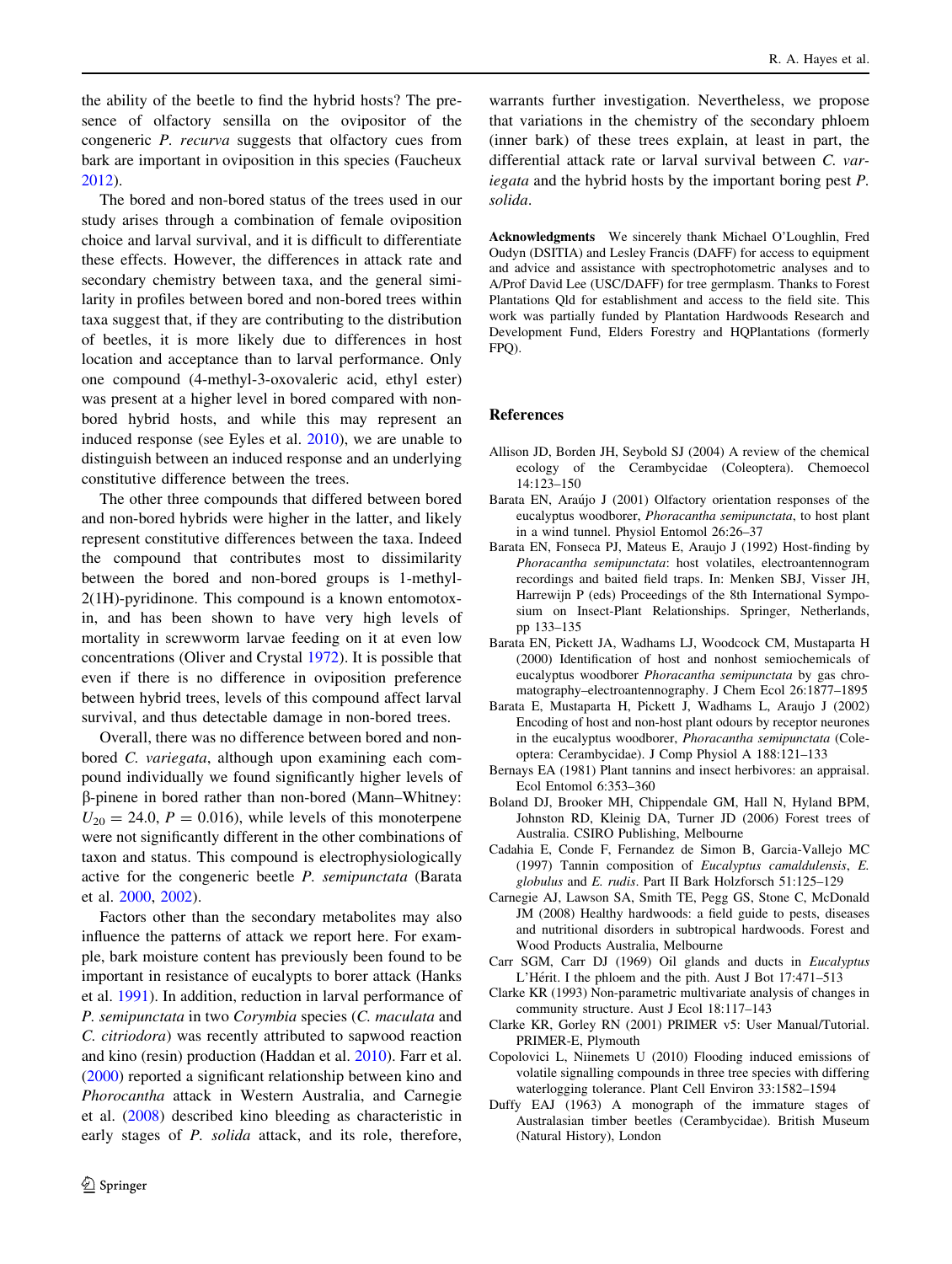the ability of the beetle to find the hybrid hosts? The presence of olfactory sensilla on the ovipositor of the congeneric *P. recurva* suggests that olfactory cues from bark are important in oviposition in this species (Faucheux 2012).

The bored and non-bored status of the trees used in our study arises through a combination of female oviposition choice and larval survival, and it is difficult to differentiate these effects. However, the differences in attack rate and secondary chemistry between taxa, and the general similarity in profiles between bored and non-bored trees within taxa suggest that, if they are contributing to the distribution of beetles, it is more likely due to differences in host location and acceptance than to larval performance. Only one compound (4-methyl-3-oxovaleric acid, ethyl ester) was present at a higher level in bored compared with non-bored hybrid hosts, and while this may represent an induced response (see Eyles et al. 2010), we are unable to distinguish between an induced response and an underlying constitutive difference between the trees.

The other three compounds that differed between bored and non-bored hybrids were higher in the latter, and likely represent constitutive differences between the taxa. Indeed the compound that contributes most to dissimilarity between the bored and non-bored groups is 1-methyl-2(1H)-pyridinone. This compound is a known entomotoxin, and has been shown to have very high levels of mortality in screwworm larvae feeding on it at even low concentrations (Oliver and Crystal 1972). It is possible that even if there is no difference in oviposition preference between hybrid trees, levels of this compound affect larval survival, and thus detectable damage in non-bored trees.

Overall, there was no difference between bored and non-bored *C. variegata*, although upon examining each compound individually we found significantly higher levels of β-pinene in bored rather than non-bored (Mann–Whitney: $U_{20} = 24.0$, $P = 0.016$), while levels of this monoterpene were not significantly different in the other combinations of taxon and status. This compound is electrophysiologically active for the congeneric beetle *P. semipunctata* (Barata et al. 2000, 2002).

Factors other than the secondary metabolites may also influence the patterns of attack we report here. For example, bark moisture content has previously been found to be important in resistance of eucalypts to borer attack (Hanks et al. 1991). In addition, reduction in larval performance of *P. semipunctata* in two *Corymbia* species (*C. maculata* and *C. citriodora*) was recently attributed to sapwood reaction and kino (resin) production (Haddan et al. 2010). Farr et al. (2000) reported a significant relationship between kino and *Phorocantha* attack in Western Australia, and Carnegie et al. (2008) described kino bleeding as characteristic in early stages of *P. solida* attack, and its role, therefore, warrants further investigation. Nevertheless, we propose that variations in the chemistry of the secondary phloem (inner bark) of these trees explain, at least in part, the differential attack rate or larval survival between *C. variegata* and the hybrid hosts by the important boring pest *P. solida*.

**Acknowledgments** We sincerely thank Michael O'Loughlin, Fred Oudyn (DSITIA) and Lesley Francis (DAFF) for access to equipment and advice and assistance with spectrophotometric analyses and to A/Prof David Lee (USC/DAFF) for tree germplasm. Thanks to Forest Plantations Qld for establishment and access to the field site. This work was partially funded by Plantation Hardwoods Research and Development Fund, Elders Forestry and HQPlantations (formerly FPQ).

## References

Allison JD, Borden JH, Seybold SJ (2004) A review of the chemical ecology of the Cerambycidae (Coleoptera). Chemoecol 14:123–150

Barata EN, Araújo J (2001) Olfactory orientation responses of the eucalyptus woodborer, *Phoracantha semipunctata*, to host plant in a wind tunnel. Physiol Entomol 26:26–37

Barata EN, Fonseca PJ, Mateus E, Araujo J (1992) Host-finding by *Phoracantha semipunctata*: host volatiles, electroantennogram recordings and baited field traps. In: Menken SBJ, Visser JH, Harrewijn P (eds) Proceedings of the 8th International Symposium on Insect-Plant Relationships. Springer, Netherlands, pp 133–135

Barata EN, Pickett JA, Wadhams LJ, Woodcock CM, Mustaparta H (2000) Identification of host and nonhost semiochemicals of eucalyptus woodborer *Phoracantha semipunctata* by gas chromatography–electroantennography. J Chem Ecol 26:1877–1895

Barata E, Mustaparta H, Pickett J, Wadhams L, Araujo J (2002) Encoding of host and non-host plant odours by receptor neurones in the eucalyptus woodborer, *Phoracantha semipunctata* (Coleoptera: Cerambycidae). J Comp Physiol A 188:121–133

Bernays EA (1981) Plant tannins and insect herbivores: an appraisal. Ecol Entomol 6:353–360

Boland DJ, Brooker MH, Chippendale GM, Hall N, Hyland BPM, Johnston RD, Kleinig DA, Turner JD (2006) Forest trees of Australia. CSIRO Publishing, Melbourne

Cadahia E, Conde F, Fernandez de Simon B, Garcia-Vallejo MC (1997) Tannin composition of *Eucalyptus camaldulensis*, *E. globulus* and *E. rudis*. Part II Bark Holzforsch 51:125–129

Carnegie AJ, Lawson SA, Smith TE, Pegg GS, Stone C, McDonald JM (2008) Healthy hardwoods: a field guide to pests, diseases and nutritional disorders in subtropical hardwoods. Forest and Wood Products Australia, Melbourne

Carr SGM, Carr DJ (1969) Oil glands and ducts in *Eucalyptus* L'Hérit. I the phloem and the pith. Aust J Bot 17:471–513

Clarke KR (1993) Non-parametric multivariate analysis of changes in community structure. Aust J Ecol 18:117–143

Clarke KR, Gorley RN (2001) PRIMER v5: User Manual/Tutorial. PRIMER-E, Plymouth

Copolovici L, Niinemets U (2010) Flooding induced emissions of volatile signalling compounds in three tree species with differing waterlogging tolerance. Plant Cell Environ 33:1582–1594

Duffy EAJ (1963) A monograph of the immature stages of Australasian timber beetles (Cerambycidae). British Museum (Natural History), London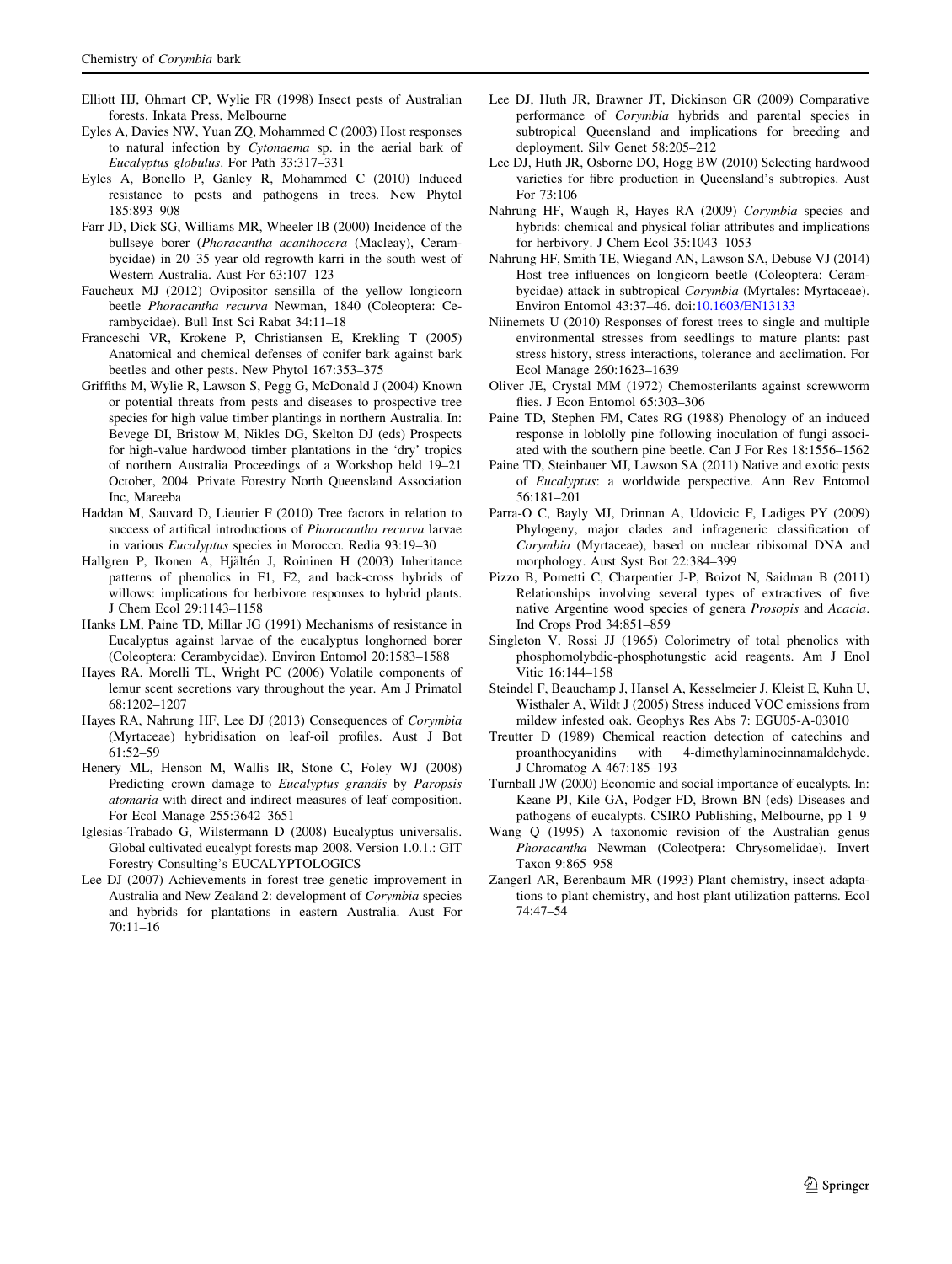Elliott HJ, Ohmart CP, Wylie FR (1998) Insect pests of Australian forests. Inkata Press, Melbourne

Eyles A, Davies NW, Yuan ZQ, Mohammed C (2003) Host responses to natural infection by *Cytonaema* sp. in the aerial bark of *Eucalyptus globulus*. For Path 33:317–331

Eyles A, Bonello P, Ganley R, Mohammed C (2010) Induced resistance to pests and pathogens in trees. New Phytol 185:893–908

Farr JD, Dick SG, Williams MR, Wheeler IB (2000) Incidence of the bullseye borer (*Phoracantha acanthocera* (Macleay), Cerambycidae) in 20–35 year old regrowth karri in the south west of Western Australia. Aust For 63:107–123

Faucheux MJ (2012) Ovipositor sensilla of the yellow longicorn beetle *Phoracantha recurva* Newman, 1840 (Coleoptera: Cerambycidae). Bull Inst Sci Rabat 34:11–18

Franceschi VR, Krokene P, Christiansen E, Krekling T (2005) Anatomical and chemical defenses of conifer bark against bark beetles and other pests. New Phytol 167:353–375

Griffiths M, Wylie R, Lawson S, Pegg G, McDonald J (2004) Known or potential threats from pests and diseases to prospective tree species for high value timber plantings in northern Australia. In: Bevege DI, Bristow M, Nikles DG, Skelton DJ (eds) Prospects for high-value hardwood timber plantations in the 'dry' tropics of northern Australia Proceedings of a Workshop held 19–21 October, 2004. Private Forestry North Queensland Association Inc, Mareeba

Haddan M, Sauvard D, Lieutier F (2010) Tree factors in relation to success of artifical introductions of *Phoracantha recurva* larvae in various *Eucalyptus* species in Morocco. Redia 93:19–30

Hallgren P, Ikonen A, Hjältén J, Roininen H (2003) Inheritance patterns of phenolics in F1, F2, and back-cross hybrids of willows: implications for herbivore responses to hybrid plants. J Chem Ecol 29:1143–1158

Hanks LM, Paine TD, Millar JG (1991) Mechanisms of resistance in Eucalyptus against larvae of the eucalyptus longhorned borer (Coleoptera: Cerambycidae). Environ Entomol 20:1583–1588

Hayes RA, Morelli TL, Wright PC (2006) Volatile components of lemur scent secretions vary throughout the year. Am J Primatol 68:1202–1207

Hayes RA, Nahrung HF, Lee DJ (2013) Consequences of *Corymbia* (Myrtaceae) hybridisation on leaf-oil profiles. Aust J Bot 61:52–59

Henery ML, Henson M, Wallis IR, Stone C, Foley WJ (2008) Predicting crown damage to *Eucalyptus grandis* by *Paropsis atomaria* with direct and indirect measures of leaf composition. For Ecol Manage 255:3642–3651

Iglesias-Trabado G, Wilstermann D (2008) Eucalyptus universalis. Global cultivated eucalypt forests map 2008. Version 1.0.1.: GIT Forestry Consulting's EUCALYPTOLOGICS

Lee DJ (2007) Achievements in forest tree genetic improvement in Australia and New Zealand 2: development of *Corymbia* species and hybrids for plantations in eastern Australia. Aust For 70:11–16

Lee DJ, Huth JR, Brawner JT, Dickinson GR (2009) Comparative performance of *Corymbia* hybrids and parental species in subtropical Queensland and implications for breeding and deployment. Silv Genet 58:205–212

Lee DJ, Huth JR, Osborne DO, Hogg BW (2010) Selecting hardwood varieties for fibre production in Queensland's subtropics. Aust For 73:106

Nahrung HF, Waugh R, Hayes RA (2009) *Corymbia* species and hybrids: chemical and physical foliar attributes and implications for herbivory. J Chem Ecol 35:1043–1053

Nahrung HF, Smith TE, Wiegand AN, Lawson SA, Debuse VJ (2014) Host tree influences on longicorn beetle (Coleoptera: Cerambycidae) attack in subtropical *Corymbia* (Myrtales: Myrtaceae). Environ Entomol 43:37–46. doi:10.1603/EN13133

Niinemets U (2010) Responses of forest trees to single and multiple environmental stresses from seedlings to mature plants: past stress history, stress interactions, tolerance and acclimation. For Ecol Manage 260:1623–1639

Oliver JE, Crystal MM (1972) Chemosterilants against screwworm flies. J Econ Entomol 65:303–306

Paine TD, Stephen FM, Cates RG (1988) Phenology of an induced response in loblolly pine following inoculation of fungi associated with the southern pine beetle. Can J For Res 18:1556–1562

Paine TD, Steinbauer MJ, Lawson SA (2011) Native and exotic pests of *Eucalyptus*: a worldwide perspective. Ann Rev Entomol 56:181–201

Parra-O C, Bayly MJ, Drinnan A, Udovicic F, Ladiges PY (2009) Phylogeny, major clades and infrageneric classification of *Corymbia* (Myrtaceae), based on nuclear ribisomal DNA and morphology. Aust Syst Bot 22:384–399

Pizzo B, Pometti C, Charpentier J-P, Boizot N, Saidman B (2011) Relationships involving several types of extractives of five native Argentine wood species of genera *Prosopis* and *Acacia*. Ind Crops Prod 34:851–859

Singleton V, Rossi JJ (1965) Colorimetry of total phenolics with phosphomolybdic-phosphotungstic acid reagents. Am J Enol Vitic 16:144–158

Steindel F, Beauchamp J, Hansel A, Kesselmeier J, Kleist E, Kuhn U, Wisthaler A, Wildt J (2005) Stress induced VOC emissions from mildew infested oak. Geophys Res Abs 7: EGU05-A-03010

Treutter D (1989) Chemical reaction detection of catechins and proanthocyanidins with 4-dimethylaminocinnamaldehyde. J Chromatog A 467:185–193

Turnball JW (2000) Economic and social importance of eucalypts. In: Keane PJ, Kile GA, Podger FD, Brown BN (eds) Diseases and pathogens of eucalypts. CSIRO Publishing, Melbourne, pp 1–9

Wang Q (1995) A taxonomic revision of the Australian genus *Phoracantha* Newman (Coleotpera: Chrysomelidae). Invert Taxon 9:865–958

Zangerl AR, Berenbaum MR (1993) Plant chemistry, insect adaptations to plant chemistry, and host plant utilization patterns. Ecol 74:47–54